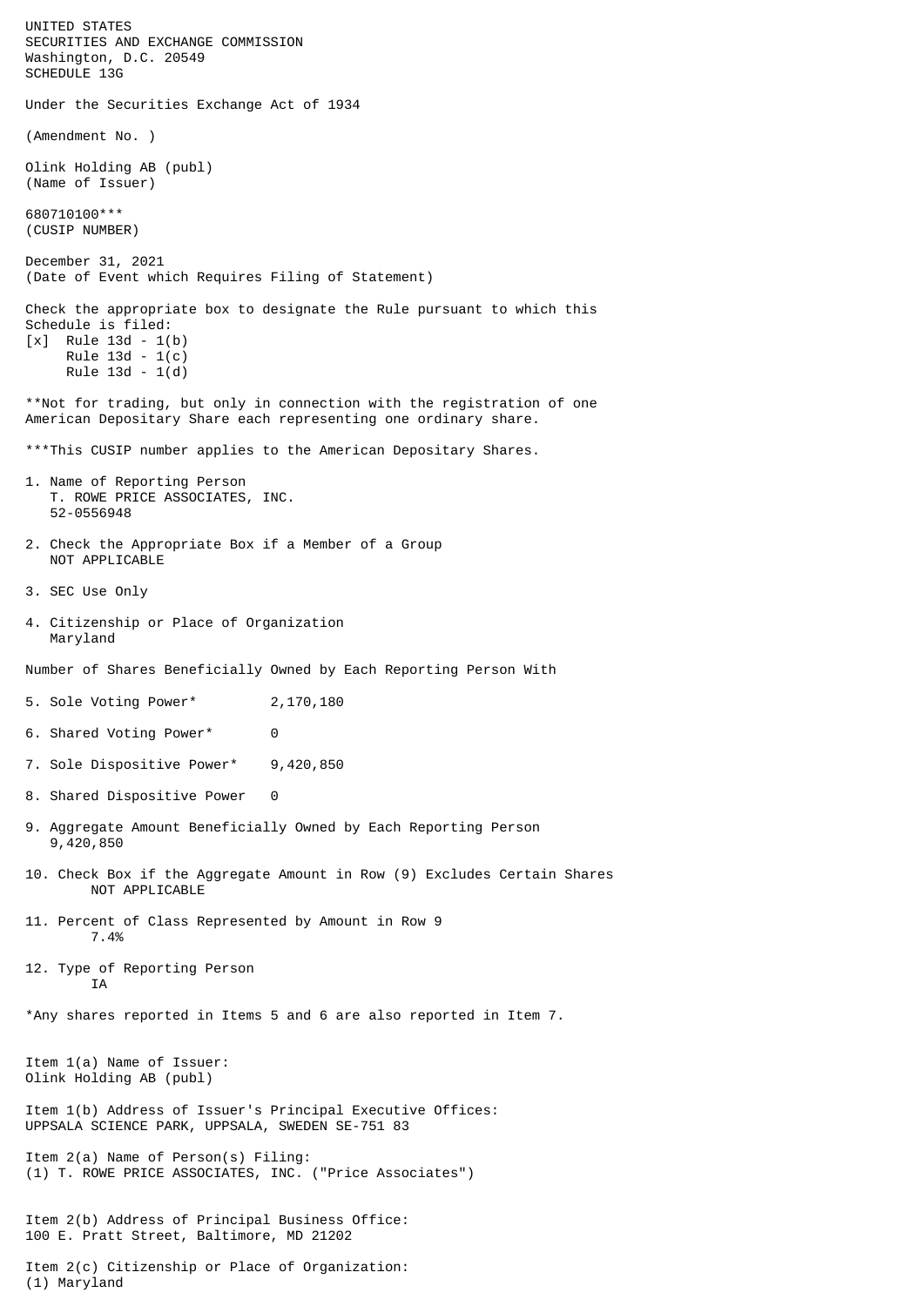UNITED STATES
SECURITIES AND EXCHANGE COMMISSION
Washington, D.C. 20549
SCHEDULE 13G

Under the Securities Exchange Act of 1934

(Amendment No. )

Olink Holding AB (publ)
(Name of Issuer)

680710100***
(CUSIP NUMBER)

December 31, 2021
(Date of Event which Requires Filing of Statement)

Check the appropriate box to designate the Rule pursuant to which this Schedule is filed:
[x] Rule 13d - 1(b)
Rule 13d - 1(c)
Rule 13d - 1(d)

**Not for trading, but only in connection with the registration of one American Depositary Share each representing one ordinary share.

***This CUSIP number applies to the American Depositary Shares.

1. Name of Reporting Person
   T. ROWE PRICE ASSOCIATES, INC.
   52-0556948

2. Check the Appropriate Box if a Member of a Group
   NOT APPLICABLE

3. SEC Use Only

4. Citizenship or Place of Organization
   Maryland

Number of Shares Beneficially Owned by Each Reporting Person With

5. Sole Voting Power* 2,170,180

6. Shared Voting Power* 0

7. Sole Dispositive Power* 9,420,850

8. Shared Dispositive Power 0

9. Aggregate Amount Beneficially Owned by Each Reporting Person
   9,420,850

10. Check Box if the Aggregate Amount in Row (9) Excludes Certain Shares
    NOT APPLICABLE

11. Percent of Class Represented by Amount in Row 9
    7.4%

12. Type of Reporting Person
    IA

*Any shares reported in Items 5 and 6 are also reported in Item 7.

Item 1(a) Name of Issuer:
Olink Holding AB (publ)

Item 1(b) Address of Issuer's Principal Executive Offices:
UPPSALA SCIENCE PARK, UPPSALA, SWEDEN SE-751 83

Item 2(a) Name of Person(s) Filing:
(1) T. ROWE PRICE ASSOCIATES, INC. ("Price Associates")

Item 2(b) Address of Principal Business Office:
100 E. Pratt Street, Baltimore, MD 21202

Item 2(c) Citizenship or Place of Organization:
(1) Maryland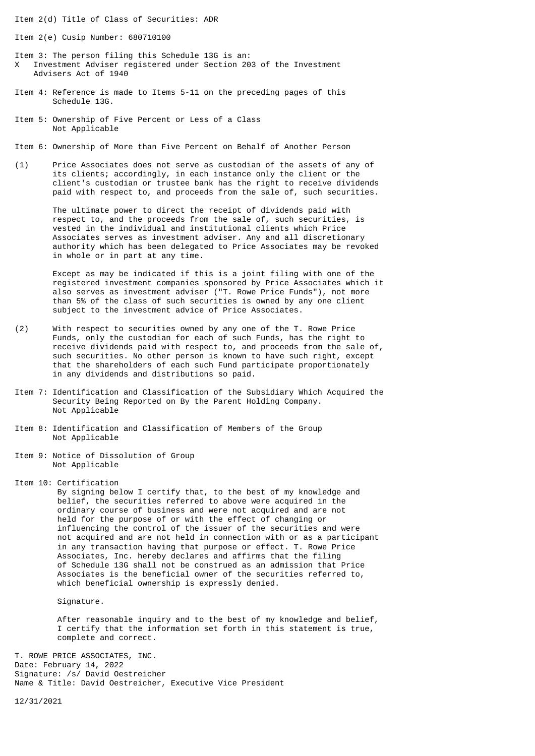Item 2(d) Title of Class of Securities: ADR

Item 2(e) Cusip Number: 680710100

Item 3: The person filing this Schedule 13G is an:
X Investment Adviser registered under Section 203 of the Investment Advisers Act of 1940

Item 4: Reference is made to Items 5-11 on the preceding pages of this Schedule 13G.

Item 5: Ownership of Five Percent or Less of a Class
Not Applicable

Item 6: Ownership of More than Five Percent on Behalf of Another Person

(1) Price Associates does not serve as custodian of the assets of any of its clients; accordingly, in each instance only the client or the client's custodian or trustee bank has the right to receive dividends paid with respect to, and proceeds from the sale of, such securities.

The ultimate power to direct the receipt of dividends paid with respect to, and the proceeds from the sale of, such securities, is vested in the individual and institutional clients which Price Associates serves as investment adviser. Any and all discretionary authority which has been delegated to Price Associates may be revoked in whole or in part at any time.

Except as may be indicated if this is a joint filing with one of the registered investment companies sponsored by Price Associates which it also serves as investment adviser ("T. Rowe Price Funds"), not more than 5% of the class of such securities is owned by any one client subject to the investment advice of Price Associates.

(2) With respect to securities owned by any one of the T. Rowe Price Funds, only the custodian for each of such Funds, has the right to receive dividends paid with respect to, and proceeds from the sale of, such securities. No other person is known to have such right, except that the shareholders of each such Fund participate proportionately in any dividends and distributions so paid.

Item 7: Identification and Classification of the Subsidiary Which Acquired the Security Being Reported on By the Parent Holding Company.
Not Applicable

Item 8: Identification and Classification of Members of the Group
Not Applicable

Item 9: Notice of Dissolution of Group
Not Applicable

Item 10: Certification
By signing below I certify that, to the best of my knowledge and belief, the securities referred to above were acquired in the ordinary course of business and were not acquired and are not held for the purpose of or with the effect of changing or influencing the control of the issuer of the securities and were not acquired and are not held in connection with or as a participant in any transaction having that purpose or effect. T. Rowe Price Associates, Inc. hereby declares and affirms that the filing of Schedule 13G shall not be construed as an admission that Price Associates is the beneficial owner of the securities referred to, which beneficial ownership is expressly denied.

Signature.

After reasonable inquiry and to the best of my knowledge and belief, I certify that the information set forth in this statement is true, complete and correct.

T. ROWE PRICE ASSOCIATES, INC.
Date: February 14, 2022
Signature: /s/ David Oestreicher
Name & Title: David Oestreicher, Executive Vice President

12/31/2021